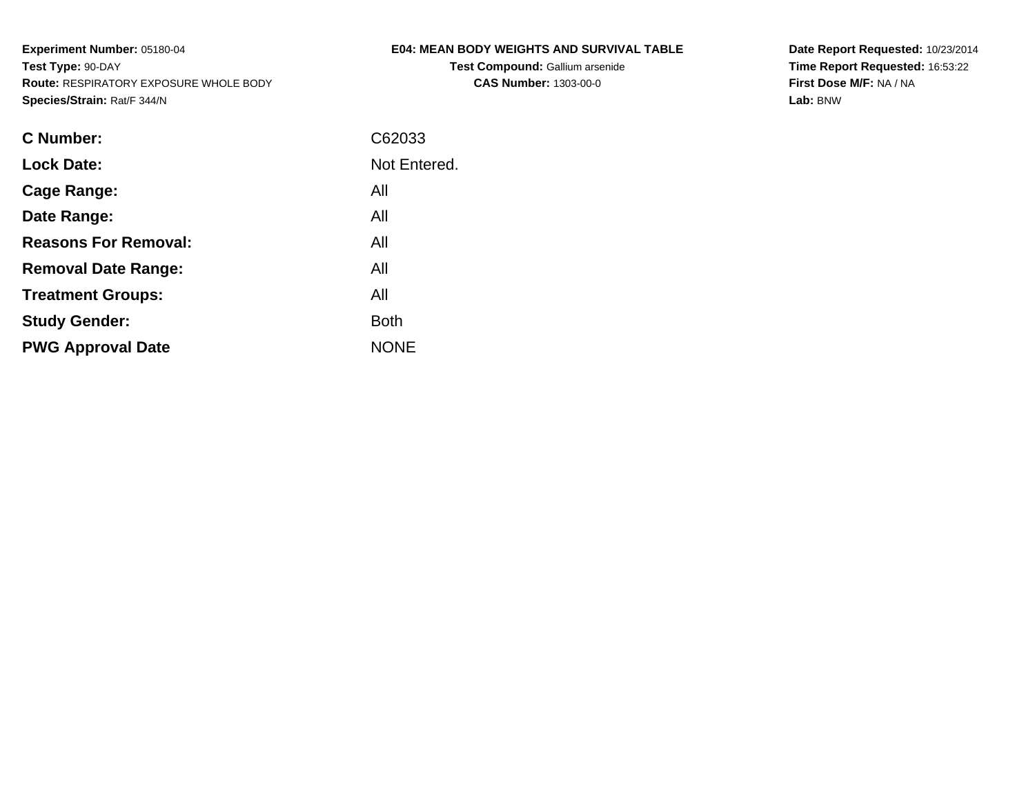**Experiment Number:** 05180-04
**Test Type:** 90-DAY
**Route:** RESPIRATORY EXPOSURE WHOLE BODY
**Species/Strain:** Rat/F 344/N

**E04: MEAN BODY WEIGHTS AND SURVIVAL TABLE**
**Test Compound:** Gallium arsenide
**CAS Number:** 1303-00-0

**Date Report Requested:** 10/23/2014
**Time Report Requested:** 16:53:22
**First Dose M/F:** NA / NA
**Lab:** BNW

| | |
|---|---|
| **C Number:** | C62033 |
| **Lock Date:** | Not Entered. |
| **Cage Range:** | All |
| **Date Range:** | All |
| **Reasons For Removal:** | All |
| **Removal Date Range:** | All |
| **Treatment Groups:** | All |
| **Study Gender:** | Both |
| **PWG Approval Date** | NONE |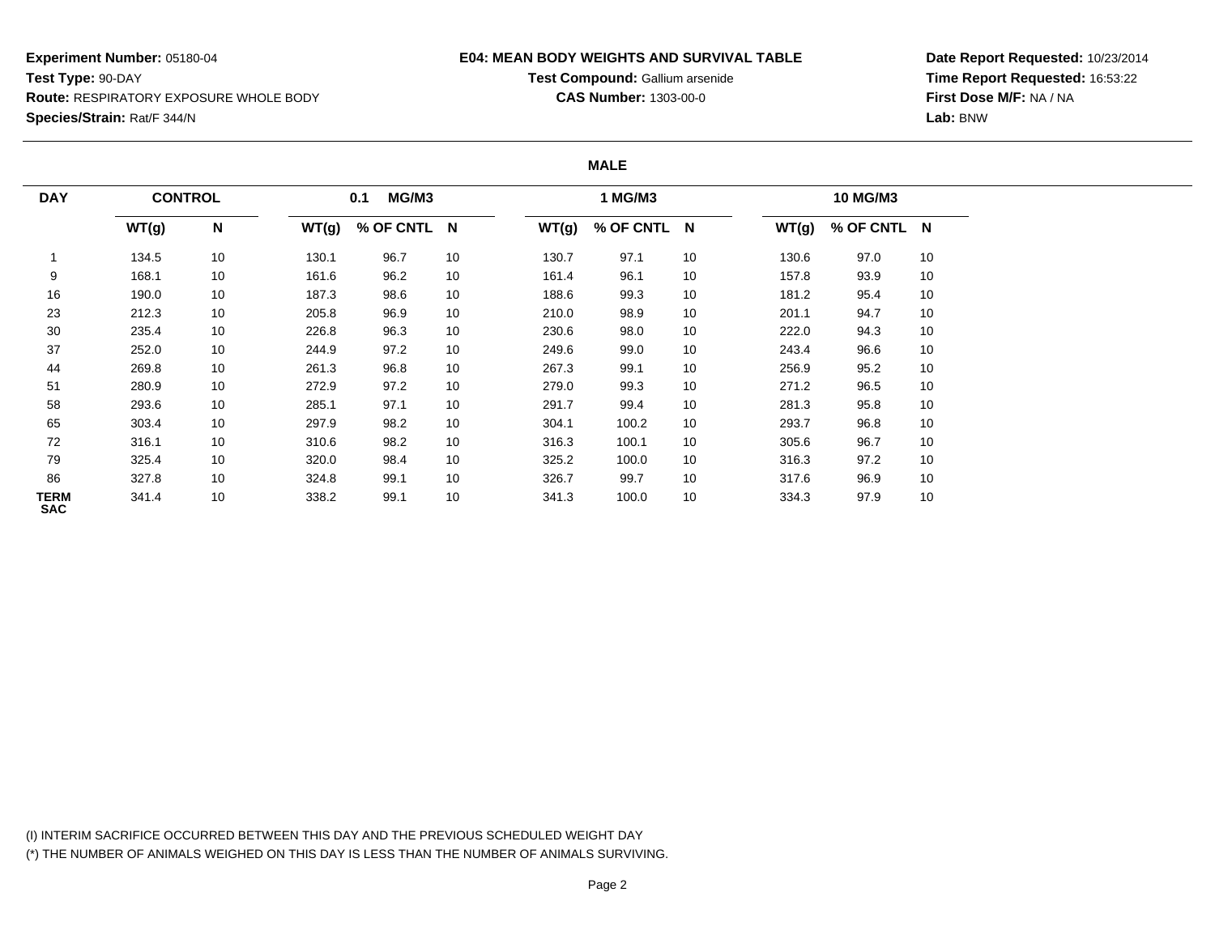**Experiment Number:** 05180-04
**Test Type:** 90-DAY
**Route:** RESPIRATORY EXPOSURE WHOLE BODY
**Species/Strain:** Rat/F 344/N

**E04: MEAN BODY WEIGHTS AND SURVIVAL TABLE**
**Test Compound:** Gallium arsenide
**CAS Number:** 1303-00-0

**Date Report Requested:** 10/23/2014
**Time Report Requested:** 16:53:22
**First Dose M/F:** NA / NA
**Lab:** BNW

**MALE**

| DAY | CONTROL | | 0.1 MG/M3 | | | 1 MG/M3 | | | 10 MG/M3 | | |
|---|---|---|---|---|---|---|---|---|---|---|---|
| | WT(g) | N | WT(g) | % OF CNTL | N | WT(g) | % OF CNTL | N | WT(g) | % OF CNTL | N |
| 1 | 134.5 | 10 | 130.1 | 96.7 | 10 | 130.7 | 97.1 | 10 | 130.6 | 97.0 | 10 |
| 9 | 168.1 | 10 | 161.6 | 96.2 | 10 | 161.4 | 96.1 | 10 | 157.8 | 93.9 | 10 |
| 16 | 190.0 | 10 | 187.3 | 98.6 | 10 | 188.6 | 99.3 | 10 | 181.2 | 95.4 | 10 |
| 23 | 212.3 | 10 | 205.8 | 96.9 | 10 | 210.0 | 98.9 | 10 | 201.1 | 94.7 | 10 |
| 30 | 235.4 | 10 | 226.8 | 96.3 | 10 | 230.6 | 98.0 | 10 | 222.0 | 94.3 | 10 |
| 37 | 252.0 | 10 | 244.9 | 97.2 | 10 | 249.6 | 99.0 | 10 | 243.4 | 96.6 | 10 |
| 44 | 269.8 | 10 | 261.3 | 96.8 | 10 | 267.3 | 99.1 | 10 | 256.9 | 95.2 | 10 |
| 51 | 280.9 | 10 | 272.9 | 97.2 | 10 | 279.0 | 99.3 | 10 | 271.2 | 96.5 | 10 |
| 58 | 293.6 | 10 | 285.1 | 97.1 | 10 | 291.7 | 99.4 | 10 | 281.3 | 95.8 | 10 |
| 65 | 303.4 | 10 | 297.9 | 98.2 | 10 | 304.1 | 100.2 | 10 | 293.7 | 96.8 | 10 |
| 72 | 316.1 | 10 | 310.6 | 98.2 | 10 | 316.3 | 100.1 | 10 | 305.6 | 96.7 | 10 |
| 79 | 325.4 | 10 | 320.0 | 98.4 | 10 | 325.2 | 100.0 | 10 | 316.3 | 97.2 | 10 |
| 86 | 327.8 | 10 | 324.8 | 99.1 | 10 | 326.7 | 99.7 | 10 | 317.6 | 96.9 | 10 |
| TERM SAC | 341.4 | 10 | 338.2 | 99.1 | 10 | 341.3 | 100.0 | 10 | 334.3 | 97.9 | 10 |

(I) INTERIM SACRIFICE OCCURRED BETWEEN THIS DAY AND THE PREVIOUS SCHEDULED WEIGHT DAY
(*) THE NUMBER OF ANIMALS WEIGHED ON THIS DAY IS LESS THAN THE NUMBER OF ANIMALS SURVIVING.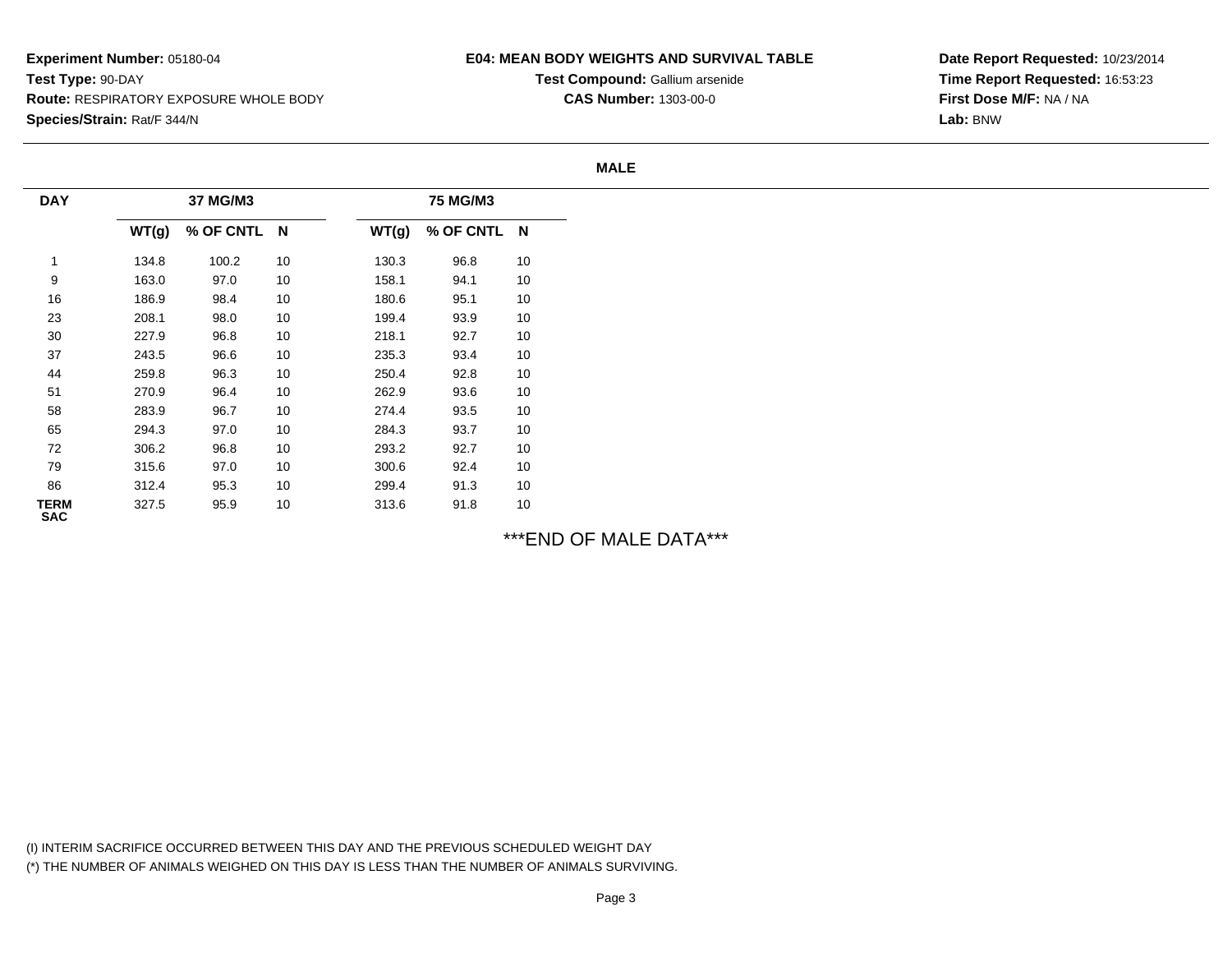**Experiment Number:** 05180-04
**Test Type:** 90-DAY
**Route:** RESPIRATORY EXPOSURE WHOLE BODY
**Species/Strain:** Rat/F 344/N

**E04: MEAN BODY WEIGHTS AND SURVIVAL TABLE**
**Test Compound:** Gallium arsenide
**CAS Number:** 1303-00-0

**Date Report Requested:** 10/23/2014
**Time Report Requested:** 16:53:23
**First Dose M/F:** NA / NA
**Lab:** BNW

**MALE**

| DAY | 37 MG/M3 | | | 75 MG/M3 | | |
|---|---|---|---|---|---|---|
| | WT(g) | % OF CNTL | N | WT(g) | % OF CNTL | N |
| 1 | 134.8 | 100.2 | 10 | 130.3 | 96.8 | 10 |
| 9 | 163.0 | 97.0 | 10 | 158.1 | 94.1 | 10 |
| 16 | 186.9 | 98.4 | 10 | 180.6 | 95.1 | 10 |
| 23 | 208.1 | 98.0 | 10 | 199.4 | 93.9 | 10 |
| 30 | 227.9 | 96.8 | 10 | 218.1 | 92.7 | 10 |
| 37 | 243.5 | 96.6 | 10 | 235.3 | 93.4 | 10 |
| 44 | 259.8 | 96.3 | 10 | 250.4 | 92.8 | 10 |
| 51 | 270.9 | 96.4 | 10 | 262.9 | 93.6 | 10 |
| 58 | 283.9 | 96.7 | 10 | 274.4 | 93.5 | 10 |
| 65 | 294.3 | 97.0 | 10 | 284.3 | 93.7 | 10 |
| 72 | 306.2 | 96.8 | 10 | 293.2 | 92.7 | 10 |
| 79 | 315.6 | 97.0 | 10 | 300.6 | 92.4 | 10 |
| 86 | 312.4 | 95.3 | 10 | 299.4 | 91.3 | 10 |
| TERM SAC | 327.5 | 95.9 | 10 | 313.6 | 91.8 | 10 |

***END OF MALE DATA***

(I) INTERIM SACRIFICE OCCURRED BETWEEN THIS DAY AND THE PREVIOUS SCHEDULED WEIGHT DAY
(*) THE NUMBER OF ANIMALS WEIGHED ON THIS DAY IS LESS THAN THE NUMBER OF ANIMALS SURVIVING.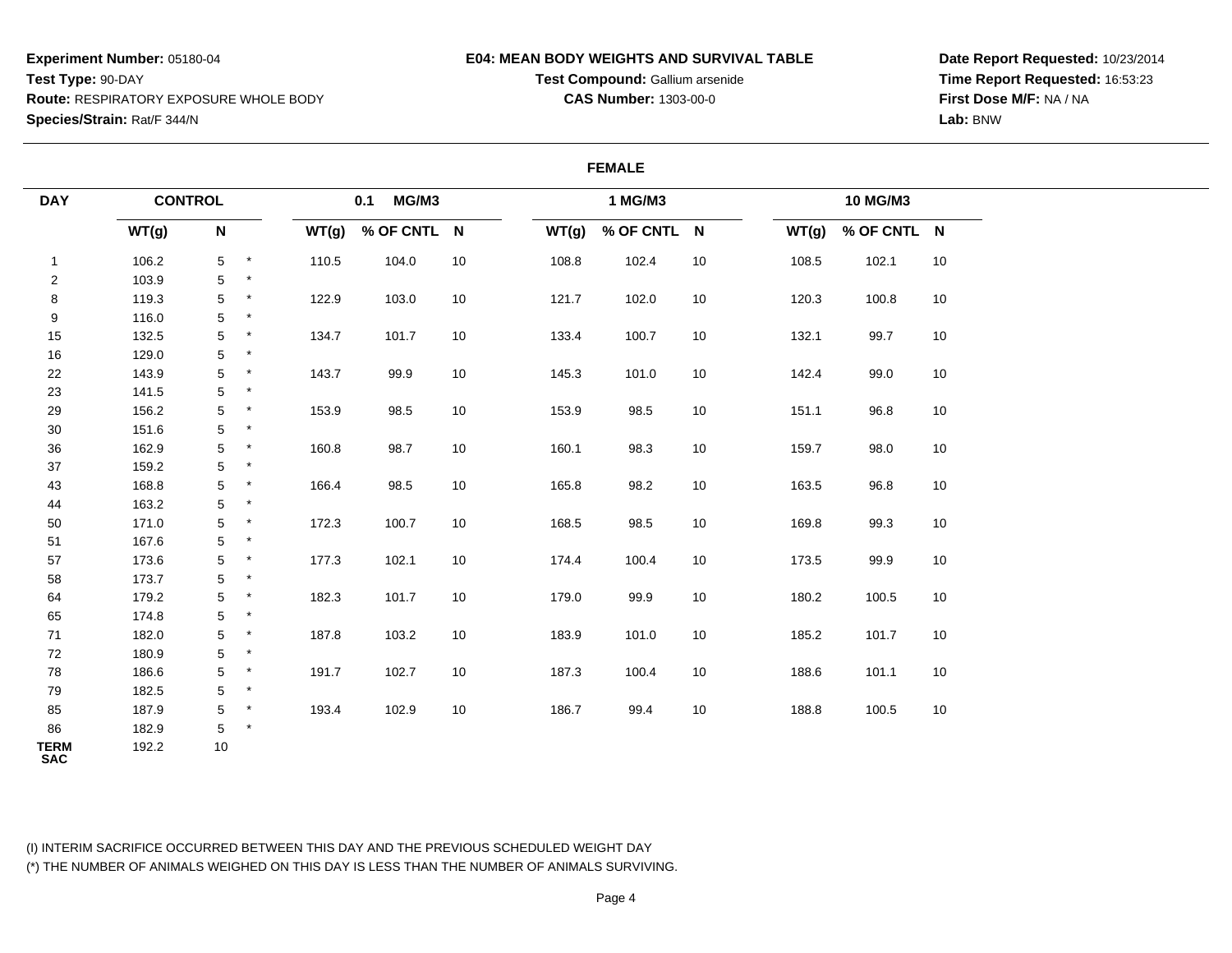**Experiment Number:** 05180-04
**Test Type:** 90-DAY
**Route:** RESPIRATORY EXPOSURE WHOLE BODY
**Species/Strain:** Rat/F 344/N

**E04: MEAN BODY WEIGHTS AND SURVIVAL TABLE**
**Test Compound:** Gallium arsenide
**CAS Number:** 1303-00-0

**Date Report Requested:** 10/23/2014
**Time Report Requested:** 16:53:23
**First Dose M/F:** NA / NA
**Lab:** BNW

**FEMALE**

| DAY | CONTROL | | | 0.1 MG/M3 | | | 1 MG/M3 | | | 10 MG/M3 | | |
|---|---|---|---|---|---|---|---|---|---|---|---|---|
| | WT(g) | N | | WT(g) | % OF CNTL | N | WT(g) | % OF CNTL | N | WT(g) | % OF CNTL | N |
| 1 | 106.2 | 5 | * | 110.5 | 104.0 | 10 | 108.8 | 102.4 | 10 | 108.5 | 102.1 | 10 |
| 2 | 103.9 | 5 | * | | | | | | | | | |
| 8 | 119.3 | 5 | * | 122.9 | 103.0 | 10 | 121.7 | 102.0 | 10 | 120.3 | 100.8 | 10 |
| 9 | 116.0 | 5 | * | | | | | | | | | |
| 15 | 132.5 | 5 | * | 134.7 | 101.7 | 10 | 133.4 | 100.7 | 10 | 132.1 | 99.7 | 10 |
| 16 | 129.0 | 5 | * | | | | | | | | | |
| 22 | 143.9 | 5 | * | 143.7 | 99.9 | 10 | 145.3 | 101.0 | 10 | 142.4 | 99.0 | 10 |
| 23 | 141.5 | 5 | * | | | | | | | | | |
| 29 | 156.2 | 5 | * | 153.9 | 98.5 | 10 | 153.9 | 98.5 | 10 | 151.1 | 96.8 | 10 |
| 30 | 151.6 | 5 | * | | | | | | | | | |
| 36 | 162.9 | 5 | * | 160.8 | 98.7 | 10 | 160.1 | 98.3 | 10 | 159.7 | 98.0 | 10 |
| 37 | 159.2 | 5 | * | | | | | | | | | |
| 43 | 168.8 | 5 | * | 166.4 | 98.5 | 10 | 165.8 | 98.2 | 10 | 163.5 | 96.8 | 10 |
| 44 | 163.2 | 5 | * | | | | | | | | | |
| 50 | 171.0 | 5 | * | 172.3 | 100.7 | 10 | 168.5 | 98.5 | 10 | 169.8 | 99.3 | 10 |
| 51 | 167.6 | 5 | * | | | | | | | | | |
| 57 | 173.6 | 5 | * | 177.3 | 102.1 | 10 | 174.4 | 100.4 | 10 | 173.5 | 99.9 | 10 |
| 58 | 173.7 | 5 | * | | | | | | | | | |
| 64 | 179.2 | 5 | * | 182.3 | 101.7 | 10 | 179.0 | 99.9 | 10 | 180.2 | 100.5 | 10 |
| 65 | 174.8 | 5 | * | | | | | | | | | |
| 71 | 182.0 | 5 | * | 187.8 | 103.2 | 10 | 183.9 | 101.0 | 10 | 185.2 | 101.7 | 10 |
| 72 | 180.9 | 5 | * | | | | | | | | | |
| 78 | 186.6 | 5 | * | 191.7 | 102.7 | 10 | 187.3 | 100.4 | 10 | 188.6 | 101.1 | 10 |
| 79 | 182.5 | 5 | * | | | | | | | | | |
| 85 | 187.9 | 5 | * | 193.4 | 102.9 | 10 | 186.7 | 99.4 | 10 | 188.8 | 100.5 | 10 |
| 86 | 182.9 | 5 | * | | | | | | | | | |
| TERM SAC | 192.2 | 10 | | | | | | | | | | |

(I) INTERIM SACRIFICE OCCURRED BETWEEN THIS DAY AND THE PREVIOUS SCHEDULED WEIGHT DAY
(*) THE NUMBER OF ANIMALS WEIGHED ON THIS DAY IS LESS THAN THE NUMBER OF ANIMALS SURVIVING.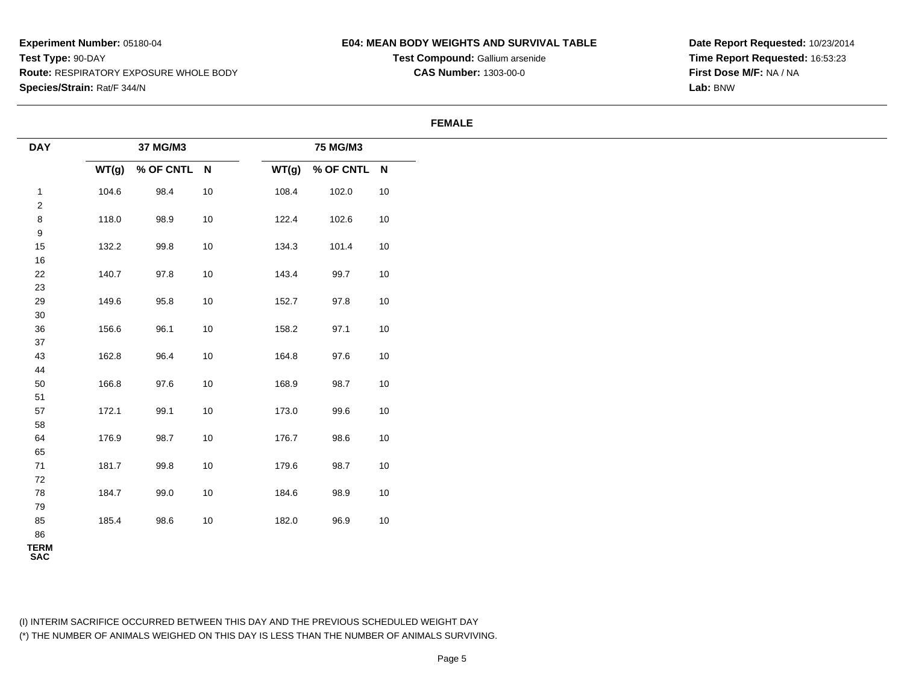**Experiment Number:** 05180-04
**Test Type:** 90-DAY
**Route:** RESPIRATORY EXPOSURE WHOLE BODY
**Species/Strain:** Rat/F 344/N

**E04: MEAN BODY WEIGHTS AND SURVIVAL TABLE**
**Test Compound:** Gallium arsenide
**CAS Number:** 1303-00-0

**Date Report Requested:** 10/23/2014
**Time Report Requested:** 16:53:23
**First Dose M/F:** NA / NA
**Lab:** BNW

**FEMALE**

| DAY | 37 MG/M3 | | | 75 MG/M3 | | |
|---|---|---|---|---|---|---|
| | WT(g) | % OF CNTL | N | WT(g) | % OF CNTL | N |
| 1 | 104.6 | 98.4 | 10 | 108.4 | 102.0 | 10 |
| 2 | | | | | | |
| 8 | 118.0 | 98.9 | 10 | 122.4 | 102.6 | 10 |
| 9 | | | | | | |
| 15 | 132.2 | 99.8 | 10 | 134.3 | 101.4 | 10 |
| 16 | | | | | | |
| 22 | 140.7 | 97.8 | 10 | 143.4 | 99.7 | 10 |
| 23 | | | | | | |
| 29 | 149.6 | 95.8 | 10 | 152.7 | 97.8 | 10 |
| 30 | | | | | | |
| 36 | 156.6 | 96.1 | 10 | 158.2 | 97.1 | 10 |
| 37 | | | | | | |
| 43 | 162.8 | 96.4 | 10 | 164.8 | 97.6 | 10 |
| 44 | | | | | | |
| 50 | 166.8 | 97.6 | 10 | 168.9 | 98.7 | 10 |
| 51 | | | | | | |
| 57 | 172.1 | 99.1 | 10 | 173.0 | 99.6 | 10 |
| 58 | | | | | | |
| 64 | 176.9 | 98.7 | 10 | 176.7 | 98.6 | 10 |
| 65 | | | | | | |
| 71 | 181.7 | 99.8 | 10 | 179.6 | 98.7 | 10 |
| 72 | | | | | | |
| 78 | 184.7 | 99.0 | 10 | 184.6 | 98.9 | 10 |
| 79 | | | | | | |
| 85 | 185.4 | 98.6 | 10 | 182.0 | 96.9 | 10 |
| 86 | | | | | | |
| TERM SAC | | | | | | |

(I) INTERIM SACRIFICE OCCURRED BETWEEN THIS DAY AND THE PREVIOUS SCHEDULED WEIGHT DAY
(*) THE NUMBER OF ANIMALS WEIGHED ON THIS DAY IS LESS THAN THE NUMBER OF ANIMALS SURVIVING.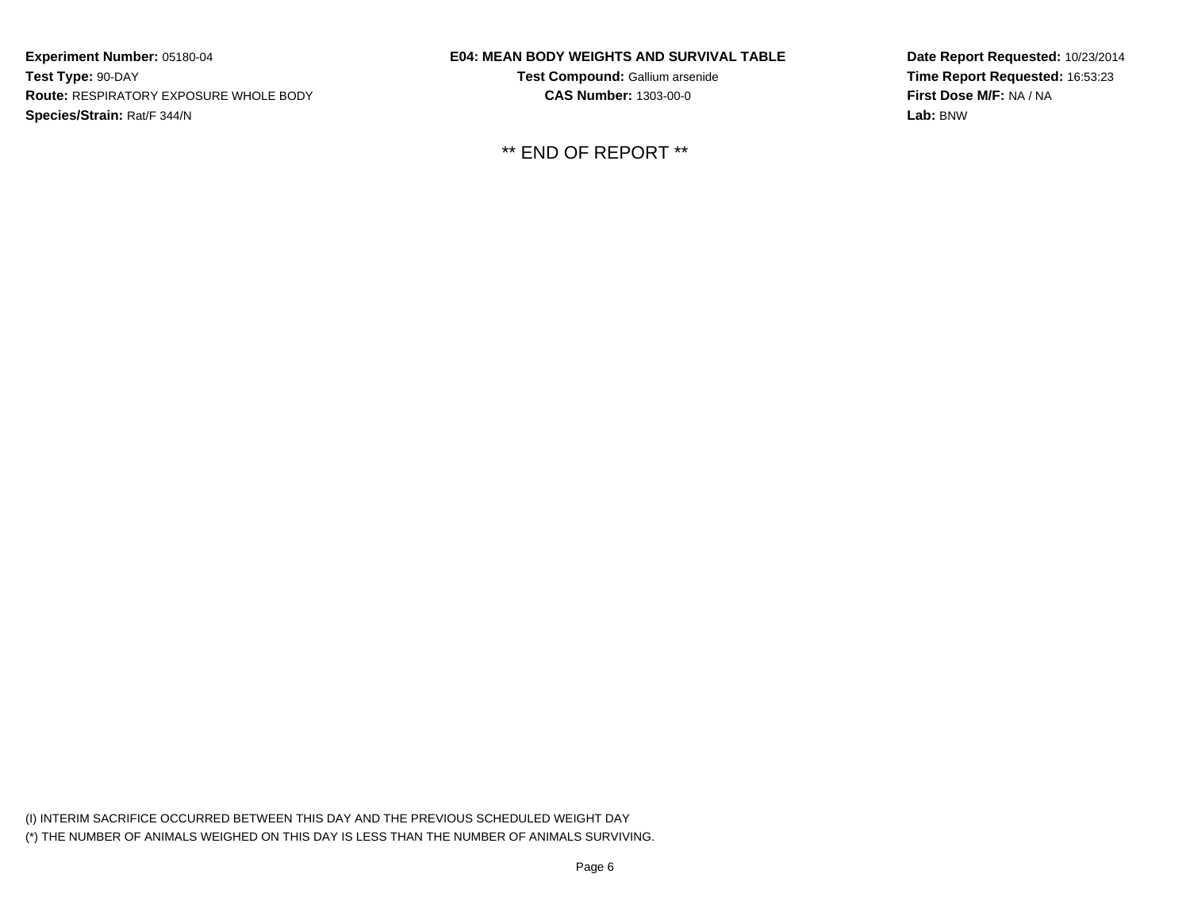**Experiment Number:** 05180-04
**Test Type:** 90-DAY
**Route:** RESPIRATORY EXPOSURE WHOLE BODY
**Species/Strain:** Rat/F 344/N

**E04: MEAN BODY WEIGHTS AND SURVIVAL TABLE**
**Test Compound:** Gallium arsenide
**CAS Number:** 1303-00-0

**Date Report Requested:** 10/23/2014
**Time Report Requested:** 16:53:23
**First Dose M/F:** NA / NA
**Lab:** BNW

** END OF REPORT **

(I) INTERIM SACRIFICE OCCURRED BETWEEN THIS DAY AND THE PREVIOUS SCHEDULED WEIGHT DAY
(*) THE NUMBER OF ANIMALS WEIGHED ON THIS DAY IS LESS THAN THE NUMBER OF ANIMALS SURVIVING.